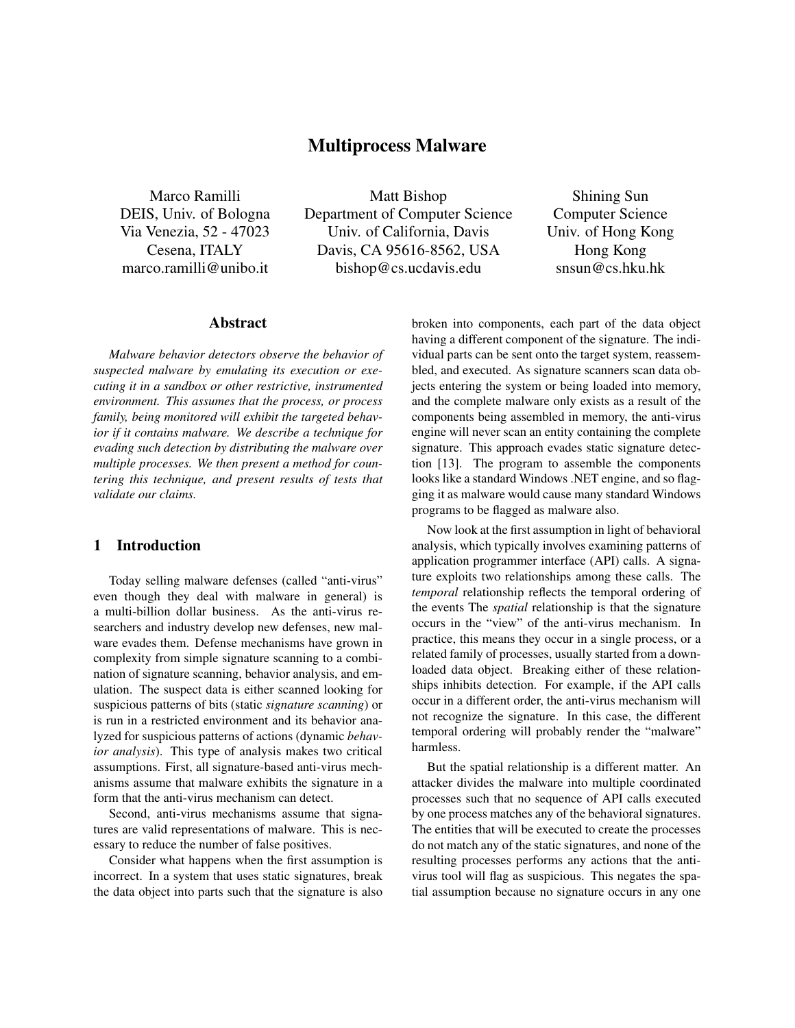# Multiprocess Malware

Marco Ramilli
DEIS, Univ. of Bologna
Via Venezia, 52 - 47023
Cesena, ITALY
marco.ramilli@unibo.it

Matt Bishop
Department of Computer Science
Univ. of California, Davis
Davis, CA 95616-8562, USA
bishop@cs.ucdavis.edu

Shining Sun
Computer Science
Univ. of Hong Kong
Hong Kong
snsun@cs.hku.hk

## Abstract

*Malware behavior detectors observe the behavior of suspected malware by emulating its execution or executing it in a sandbox or other restrictive, instrumented environment. This assumes that the process, or process family, being monitored will exhibit the targeted behavior if it contains malware. We describe a technique for evading such detection by distributing the malware over multiple processes. We then present a method for countering this technique, and present results of tests that validate our claims.*

## 1 Introduction

Today selling malware defenses (called "anti-virus" even though they deal with malware in general) is a multi-billion dollar business. As the anti-virus researchers and industry develop new defenses, new malware evades them. Defense mechanisms have grown in complexity from simple signature scanning to a combination of signature scanning, behavior analysis, and emulation. The suspect data is either scanned looking for suspicious patterns of bits (static *signature scanning*) or is run in a restricted environment and its behavior analyzed for suspicious patterns of actions (dynamic *behavior analysis*). This type of analysis makes two critical assumptions. First, all signature-based anti-virus mechanisms assume that malware exhibits the signature in a form that the anti-virus mechanism can detect.

Second, anti-virus mechanisms assume that signatures are valid representations of malware. This is necessary to reduce the number of false positives.

Consider what happens when the first assumption is incorrect. In a system that uses static signatures, break the data object into parts such that the signature is also broken into components, each part of the data object having a different component of the signature. The individual parts can be sent onto the target system, reassembled, and executed. As signature scanners scan data objects entering the system or being loaded into memory, and the complete malware only exists as a result of the components being assembled in memory, the anti-virus engine will never scan an entity containing the complete signature. This approach evades static signature detection [13]. The program to assemble the components looks like a standard Windows .NET engine, and so flagging it as malware would cause many standard Windows programs to be flagged as malware also.

Now look at the first assumption in light of behavioral analysis, which typically involves examining patterns of application programmer interface (API) calls. A signature exploits two relationships among these calls. The *temporal* relationship reflects the temporal ordering of the events The *spatial* relationship is that the signature occurs in the "view" of the anti-virus mechanism. In practice, this means they occur in a single process, or a related family of processes, usually started from a downloaded data object. Breaking either of these relationships inhibits detection. For example, if the API calls occur in a different order, the anti-virus mechanism will not recognize the signature. In this case, the different temporal ordering will probably render the "malware" harmless.

But the spatial relationship is a different matter. An attacker divides the malware into multiple coordinated processes such that no sequence of API calls executed by one process matches any of the behavioral signatures. The entities that will be executed to create the processes do not match any of the static signatures, and none of the resulting processes performs any actions that the anti-virus tool will flag as suspicious. This negates the spatial assumption because no signature occurs in any one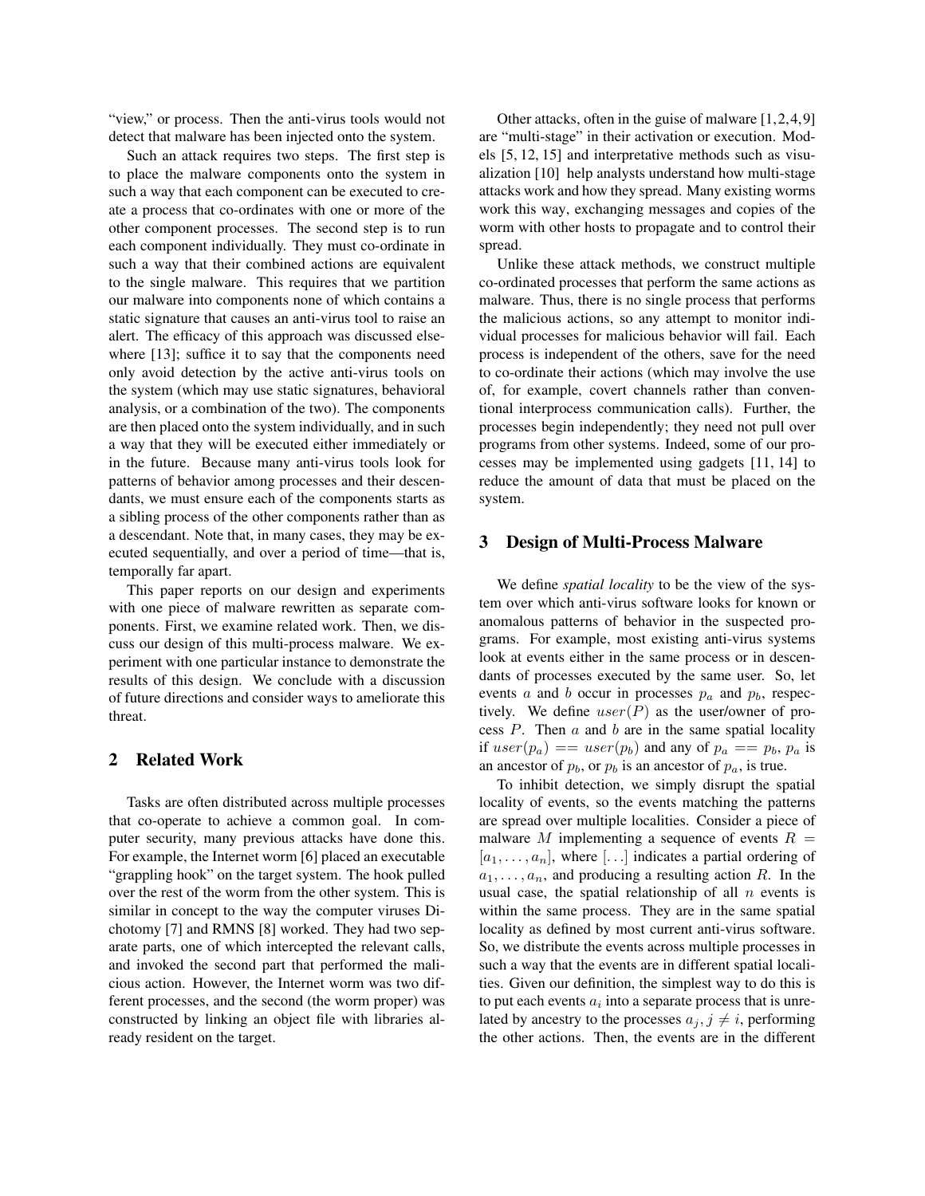"view," or process. Then the anti-virus tools would not detect that malware has been injected onto the system.

Such an attack requires two steps. The first step is to place the malware components onto the system in such a way that each component can be executed to create a process that co-ordinates with one or more of the other component processes. The second step is to run each component individually. They must co-ordinate in such a way that their combined actions are equivalent to the single malware. This requires that we partition our malware into components none of which contains a static signature that causes an anti-virus tool to raise an alert. The efficacy of this approach was discussed elsewhere [13]; suffice it to say that the components need only avoid detection by the active anti-virus tools on the system (which may use static signatures, behavioral analysis, or a combination of the two). The components are then placed onto the system individually, and in such a way that they will be executed either immediately or in the future. Because many anti-virus tools look for patterns of behavior among processes and their descendants, we must ensure each of the components starts as a sibling process of the other components rather than as a descendant. Note that, in many cases, they may be executed sequentially, and over a period of time—that is, temporally far apart.

This paper reports on our design and experiments with one piece of malware rewritten as separate components. First, we examine related work. Then, we discuss our design of this multi-process malware. We experiment with one particular instance to demonstrate the results of this design. We conclude with a discussion of future directions and consider ways to ameliorate this threat.

## 2 Related Work

Tasks are often distributed across multiple processes that co-operate to achieve a common goal. In computer security, many previous attacks have done this. For example, the Internet worm [6] placed an executable "grappling hook" on the target system. The hook pulled over the rest of the worm from the other system. This is similar in concept to the way the computer viruses Dichotomy [7] and RMNS [8] worked. They had two separate parts, one of which intercepted the relevant calls, and invoked the second part that performed the malicious action. However, the Internet worm was two different processes, and the second (the worm proper) was constructed by linking an object file with libraries already resident on the target.

Other attacks, often in the guise of malware [1,2,4,9] are "multi-stage" in their activation or execution. Models [5, 12, 15] and interpretative methods such as visualization [10] help analysts understand how multi-stage attacks work and how they spread. Many existing worms work this way, exchanging messages and copies of the worm with other hosts to propagate and to control their spread.

Unlike these attack methods, we construct multiple co-ordinated processes that perform the same actions as malware. Thus, there is no single process that performs the malicious actions, so any attempt to monitor individual processes for malicious behavior will fail. Each process is independent of the others, save for the need to co-ordinate their actions (which may involve the use of, for example, covert channels rather than conventional interprocess communication calls). Further, the processes begin independently; they need not pull over programs from other systems. Indeed, some of our processes may be implemented using gadgets [11, 14] to reduce the amount of data that must be placed on the system.

## 3 Design of Multi-Process Malware

We define *spatial locality* to be the view of the system over which anti-virus software looks for known or anomalous patterns of behavior in the suspected programs. For example, most existing anti-virus systems look at events either in the same process or in descendants of processes executed by the same user. So, let events $a$ and $b$ occur in processes $p_a$ and $p_b$, respectively. We define $user(P)$ as the user/owner of process $P$. Then $a$ and $b$ are in the same spatial locality if $user(p_a) == user(p_b)$ and any of $p_a == p_b$, $p_a$ is an ancestor of $p_b$, or $p_b$ is an ancestor of $p_a$, is true.

To inhibit detection, we simply disrupt the spatial locality of events, so the events matching the patterns are spread over multiple localities. Consider a piece of malware $M$ implementing a sequence of events $R = [a_1, \ldots, a_n]$, where $[\ldots]$ indicates a partial ordering of $a_1, \ldots, a_n$, and producing a resulting action $R$. In the usual case, the spatial relationship of all $n$ events is within the same process. They are in the same spatial locality as defined by most current anti-virus software. So, we distribute the events across multiple processes in such a way that the events are in different spatial localities. Given our definition, the simplest way to do this is to put each events $a_i$ into a separate process that is unrelated by ancestry to the processes $a_j, j \neq i$, performing the other actions. Then, the events are in the different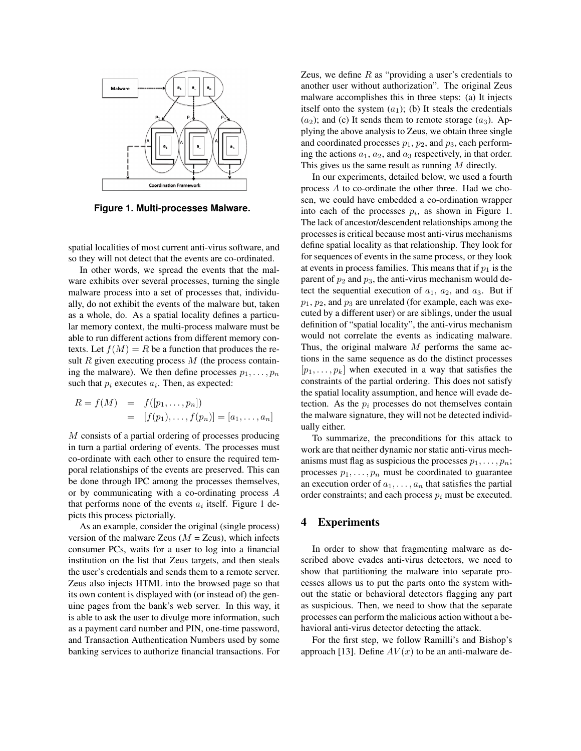**Figure 1. Multi-processes Malware.**

spatial localities of most current anti-virus software, and so they will not detect that the events are co-ordinated.

In other words, we spread the events that the malware exhibits over several processes, turning the single malware process into a set of processes that, individually, do not exhibit the events of the malware but, taken as a whole, do. As a spatial locality defines a particular memory context, the multi-process malware must be able to run different actions from different memory contexts. Let $f(M) = R$ be a function that produces the result $R$ given executing process $M$ (the process containing the malware). We then define processes $p_1, \ldots, p_n$ such that $p_i$ executes $a_i$. Then, as expected:

$$
\begin{aligned}
R = f(M) &= f([p_1, \ldots, p_n]) \\
&= [f(p_1), \ldots, f(p_n)] = [a_1, \ldots, a_n]
\end{aligned}
$$

$M$ consists of a partial ordering of processes producing in turn a partial ordering of events. The processes must co-ordinate with each other to ensure the required temporal relationships of the events are preserved. This can be done through IPC among the processes themselves, or by communicating with a co-ordinating process $A$ that performs none of the events $a_i$ itself. Figure 1 depicts this process pictorially.

As an example, consider the original (single process) version of the malware Zeus ($M$ = Zeus), which infects consumer PCs, waits for a user to log into a financial institution on the list that Zeus targets, and then steals the user's credentials and sends them to a remote server. Zeus also injects HTML into the browsed page so that its own content is displayed with (or instead of) the genuine pages from the bank's web server. In this way, it is able to ask the user to divulge more information, such as a payment card number and PIN, one-time password, and Transaction Authentication Numbers used by some banking services to authorize financial transactions. For Zeus, we define $R$ as "providing a user's credentials to another user without authorization". The original Zeus malware accomplishes this in three steps: (a) It injects itself onto the system ($a_1$); (b) It steals the credentials ($a_2$); and (c) It sends them to remote storage ($a_3$). Applying the above analysis to Zeus, we obtain three single and coordinated processes $p_1$, $p_2$, and $p_3$, each performing the actions $a_1$, $a_2$, and $a_3$ respectively, in that order. This gives us the same result as running $M$ directly.

In our experiments, detailed below, we used a fourth process $A$ to co-ordinate the other three. Had we chosen, we could have embedded a co-ordination wrapper into each of the processes $p_i$, as shown in Figure 1. The lack of ancestor/descendent relationships among the processes is critical because most anti-virus mechanisms define spatial locality as that relationship. They look for for sequences of events in the same process, or they look at events in process families. This means that if $p_1$ is the parent of $p_2$ and $p_3$, the anti-virus mechanism would detect the sequential execution of $a_1$, $a_2$, and $a_3$. But if $p_1$, $p_2$, and $p_3$ are unrelated (for example, each was executed by a different user) or are siblings, under the usual definition of "spatial locality", the anti-virus mechanism would not correlate the events as indicating malware. Thus, the original malware $M$ performs the same actions in the same sequence as do the distinct processes $[p_1, \ldots, p_k]$ when executed in a way that satisfies the constraints of the partial ordering. This does not satisfy the spatial locality assumption, and hence will evade detection. As the $p_i$ processes do not themselves contain the malware signature, they will not be detected individually either.

To summarize, the preconditions for this attack to work are that neither dynamic nor static anti-virus mechanisms must flag as suspicious the processes $p_1, \ldots, p_n$; processes $p_1, \ldots, p_n$ must be coordinated to guarantee an execution order of $a_1, \ldots, a_n$ that satisfies the partial order constraints; and each process $p_i$ must be executed.

## 4 Experiments

In order to show that fragmenting malware as described above evades anti-virus detectors, we need to show that partitioning the malware into separate processes allows us to put the parts onto the system without the static or behavioral detectors flagging any part as suspicious. Then, we need to show that the separate processes can perform the malicious action without a behavioral anti-virus detector detecting the attack.

For the first step, we follow Ramilli's and Bishop's approach [13]. Define $AV(x)$ to be an anti-malware de-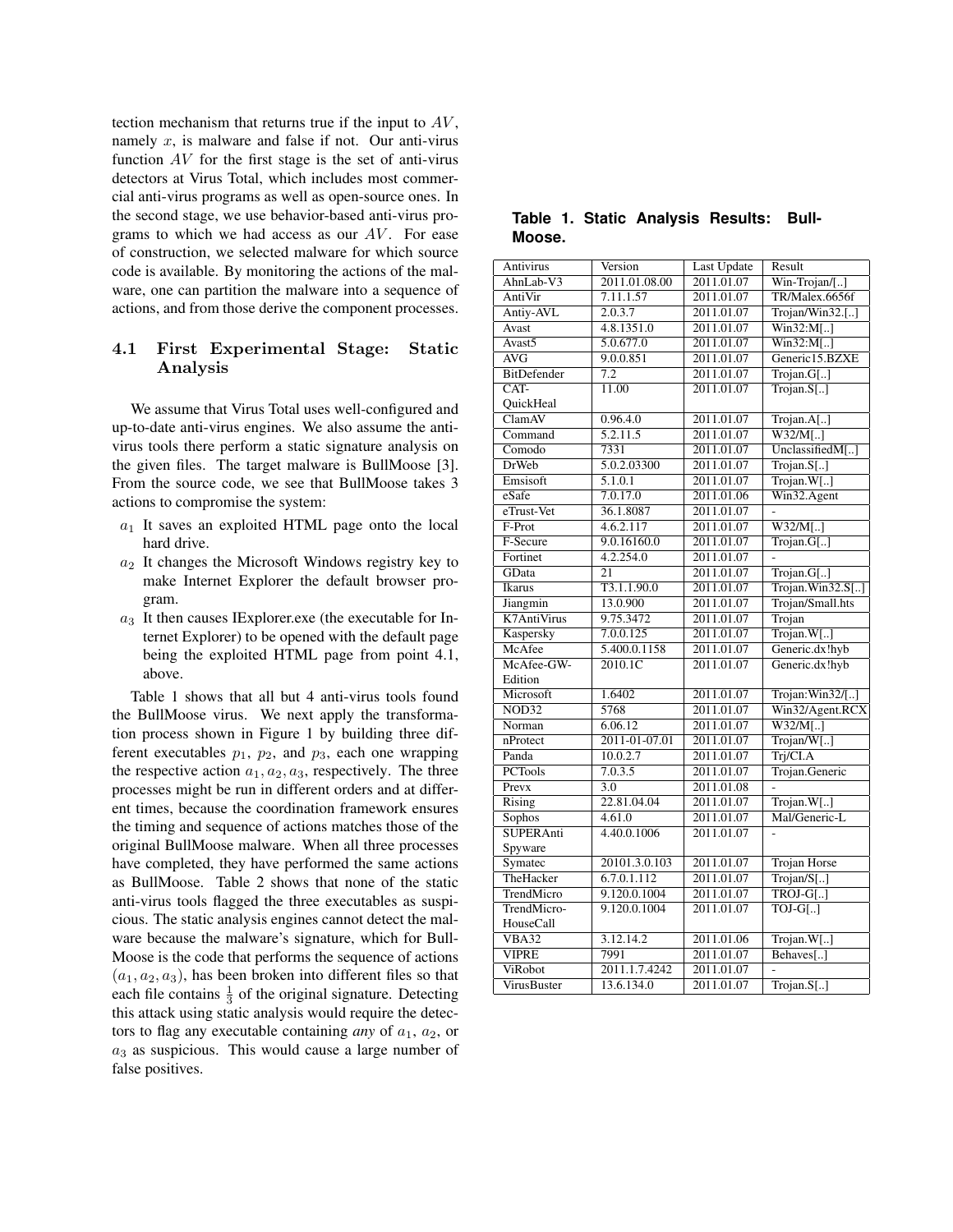tection mechanism that returns true if the input to $AV$, namely $x$, is malware and false if not. Our anti-virus function $AV$ for the first stage is the set of anti-virus detectors at Virus Total, which includes most commercial anti-virus programs as well as open-source ones. In the second stage, we use behavior-based anti-virus programs to which we had access as our $AV$. For ease of construction, we selected malware for which source code is available. By monitoring the actions of the malware, one can partition the malware into a sequence of actions, and from those derive the component processes.

### 4.1 First Experimental Stage: Static Analysis

We assume that Virus Total uses well-configured and up-to-date anti-virus engines. We also assume the anti-virus tools there perform a static signature analysis on the given files. The target malware is BullMoose [3]. From the source code, we see that BullMoose takes 3 actions to compromise the system:

- $a_1$ It saves an exploited HTML page onto the local hard drive.
- $a_2$ It changes the Microsoft Windows registry key to make Internet Explorer the default browser program.
- $a_3$ It then causes IExplorer.exe (the executable for Internet Explorer) to be opened with the default page being the exploited HTML page from point 4.1, above.

Table 1 shows that all but 4 anti-virus tools found the BullMoose virus. We next apply the transformation process shown in Figure 1 by building three different executables $p_1$, $p_2$, and $p_3$, each one wrapping the respective action $a_1, a_2, a_3$, respectively. The three processes might be run in different orders and at different times, because the coordination framework ensures the timing and sequence of actions matches those of the original BullMoose malware. When all three processes have completed, they have performed the same actions as BullMoose. Table 2 shows that none of the static anti-virus tools flagged the three executables as suspicious. The static analysis engines cannot detect the malware because the malware's signature, which for BullMoose is the code that performs the sequence of actions $(a_1, a_2, a_3)$, has been broken into different files so that each file contains $\frac{1}{3}$ of the original signature. Detecting this attack using static analysis would require the detectors to flag any executable containing *any* of $a_1$, $a_2$, or $a_3$ as suspicious. This would cause a large number of false positives.

**Table 1. Static Analysis Results: BullMoose.**

| Antivirus | Version | Last Update | Result |
|---|---|---|---|
| AhnLab-V3 | 2011.01.08.00 | 2011.01.07 | Win-Trojan/[..] |
| AntiVir | 7.11.1.57 | 2011.01.07 | TR/Malex.6656f |
| Antiy-AVL | 2.0.3.7 | 2011.01.07 | Trojan/Win32.[..] |
| Avast | 4.8.1351.0 | 2011.01.07 | Win32:M[..] |
| Avast5 | 5.0.677.0 | 2011.01.07 | Win32:M[..] |
| AVG | 9.0.0.851 | 2011.01.07 | Generic15.BZXE |
| BitDefender | 7.2 | 2011.01.07 | Trojan.G[..] |
| CAT-QuickHeal | 11.00 | 2011.01.07 | Trojan.S[..] |
| ClamAV | 0.96.4.0 | 2011.01.07 | Trojan.A[..] |
| Command | 5.2.11.5 | 2011.01.07 | W32/M[..] |
| Comodo | 7331 | 2011.01.07 | UnclassifiedM[..] |
| DrWeb | 5.0.2.03300 | 2011.01.07 | Trojan.S[..] |
| Emsisoft | 5.1.0.1 | 2011.01.07 | Trojan.W[..] |
| eSafe | 7.0.17.0 | 2011.01.06 | Win32.Agent |
| eTrust-Vet | 36.1.8087 | 2011.01.07 | - |
| F-Prot | 4.6.2.117 | 2011.01.07 | W32/M[..] |
| F-Secure | 9.0.16160.0 | 2011.01.07 | Trojan.G[..] |
| Fortinet | 4.2.254.0 | 2011.01.07 | - |
| GData | 21 | 2011.01.07 | Trojan.G[..] |
| Ikarus | T3.1.1.90.0 | 2011.01.07 | Trojan.Win32.S[..] |
| Jiangmin | 13.0.900 | 2011.01.07 | Trojan/Small.hts |
| K7AntiVirus | 9.75.3472 | 2011.01.07 | Trojan |
| Kaspersky | 7.0.0.125 | 2011.01.07 | Trojan.W[..] |
| McAfee | 5.400.0.1158 | 2011.01.07 | Generic.dx!hyb |
| McAfee-GW-Edition | 2010.1C | 2011.01.07 | Generic.dx!hyb |
| Microsoft | 1.6402 | 2011.01.07 | Trojan:Win32/[..] |
| NOD32 | 5768 | 2011.01.07 | Win32/Agent.RCX |
| Norman | 6.06.12 | 2011.01.07 | W32/M[..] |
| nProtect | 2011-01-07.01 | 2011.01.07 | Trojan/W[..] |
| Panda | 10.0.2.7 | 2011.01.07 | Trj/CI.A |
| PCTools | 7.0.3.5 | 2011.01.07 | Trojan.Generic |
| Prevx | 3.0 | 2011.01.08 | - |
| Rising | 22.81.04.04 | 2011.01.07 | Trojan.W[..] |
| Sophos | 4.61.0 | 2011.01.07 | Mal/Generic-L |
| SUPERAntiSpyware | 4.40.0.1006 | 2011.01.07 | - |
| Symatec | 20101.3.0.103 | 2011.01.07 | Trojan Horse |
| TheHacker | 6.7.0.1.112 | 2011.01.07 | Trojan/S[..] |
| TrendMicro | 9.120.0.1004 | 2011.01.07 | TROJ-G[..] |
| TrendMicro-HouseCall | 9.120.0.1004 | 2011.01.07 | TOJ-G[..] |
| VBA32 | 3.12.14.2 | 2011.01.06 | Trojan.W[..] |
| VIPRE | 7991 | 2011.01.07 | Behaves[..] |
| ViRobot | 2011.1.7.4242 | 2011.01.07 | - |
| VirusBuster | 13.6.134.0 | 2011.01.07 | Trojan.S[..] |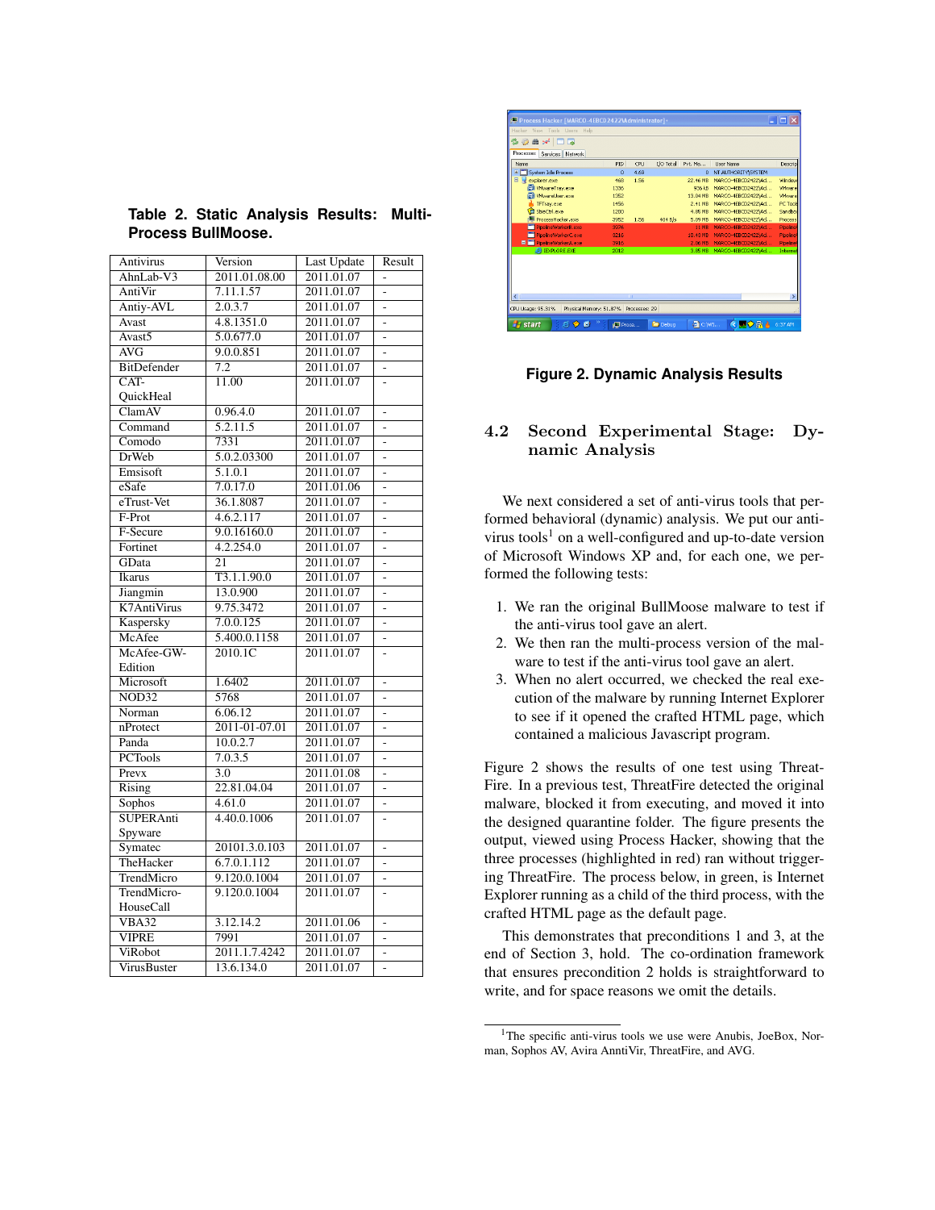**Table 2. Static Analysis Results: Multi-Process BullMoose.**

| Antivirus | Version | Last Update | Result |
|---|---|---|---|
| AhnLab-V3 | 2011.01.08.00 | 2011.01.07 | - |
| AntiVir | 7.11.1.57 | 2011.01.07 | - |
| Antiy-AVL | 2.0.3.7 | 2011.01.07 | - |
| Avast | 4.8.1351.0 | 2011.01.07 | - |
| Avast5 | 5.0.677.0 | 2011.01.07 | - |
| AVG | 9.0.0.851 | 2011.01.07 | - |
| BitDefender | 7.2 | 2011.01.07 | - |
| CAT-QuickHeal | 11.00 | 2011.01.07 | - |
| ClamAV | 0.96.4.0 | 2011.01.07 | - |
| Command | 5.2.11.5 | 2011.01.07 | - |
| Comodo | 7331 | 2011.01.07 | - |
| DrWeb | 5.0.2.03300 | 2011.01.07 | - |
| Emsisoft | 5.1.0.1 | 2011.01.07 | - |
| eSafe | 7.0.17.0 | 2011.01.06 | - |
| eTrust-Vet | 36.1.8087 | 2011.01.07 | - |
| F-Prot | 4.6.2.117 | 2011.01.07 | - |
| F-Secure | 9.0.16160.0 | 2011.01.07 | - |
| Fortinet | 4.2.254.0 | 2011.01.07 | - |
| GData | 21 | 2011.01.07 | - |
| Ikarus | T3.1.1.90.0 | 2011.01.07 | - |
| Jiangmin | 13.0.900 | 2011.01.07 | - |
| K7AntiVirus | 9.75.3472 | 2011.01.07 | - |
| Kaspersky | 7.0.0.125 | 2011.01.07 | - |
| McAfee | 5.400.0.1158 | 2011.01.07 | - |
| McAfee-GW-Edition | 2010.1C | 2011.01.07 | - |
| Microsoft | 1.6402 | 2011.01.07 | - |
| NOD32 | 5768 | 2011.01.07 | - |
| Norman | 6.06.12 | 2011.01.07 | - |
| nProtect | 2011-01-07.01 | 2011.01.07 | - |
| Panda | 10.0.2.7 | 2011.01.07 | - |
| PCTools | 7.0.3.5 | 2011.01.07 | - |
| Prevx | 3.0 | 2011.01.08 | - |
| Rising | 22.81.04.04 | 2011.01.07 | - |
| Sophos | 4.61.0 | 2011.01.07 | - |
| SUPERAntiSpyware | 4.40.0.1006 | 2011.01.07 | - |
| Symatec | 20101.3.0.103 | 2011.01.07 | - |
| TheHacker | 6.7.0.1.112 | 2011.01.07 | - |
| TrendMicro | 9.120.0.1004 | 2011.01.07 | - |
| TrendMicro-HouseCall | 9.120.0.1004 | 2011.01.07 | - |
| VBA32 | 3.12.14.2 | 2011.01.06 | - |
| VIPRE | 7991 | 2011.01.07 | - |
| ViRobot | 2011.1.7.4242 | 2011.01.07 | - |
| VirusBuster | 13.6.134.0 | 2011.01.07 | - |

**Figure 2. Dynamic Analysis Results**

### 4.2 Second Experimental Stage: Dynamic Analysis

We next considered a set of anti-virus tools that performed behavioral (dynamic) analysis. We put our anti-virus tools[1] on a well-configured and up-to-date version of Microsoft Windows XP and, for each one, we performed the following tests:

1. We ran the original BullMoose malware to test if the anti-virus tool gave an alert.
2. We then ran the multi-process version of the malware to test if the anti-virus tool gave an alert.
3. When no alert occurred, we checked the real execution of the malware by running Internet Explorer to see if it opened the crafted HTML page, which contained a malicious Javascript program.

Figure 2 shows the results of one test using ThreatFire. In a previous test, ThreatFire detected the original malware, blocked it from executing, and moved it into the designed quarantine folder. The figure presents the output, viewed using Process Hacker, showing that the three processes (highlighted in red) ran without triggering ThreatFire. The process below, in green, is Internet Explorer running as a child of the third process, with the crafted HTML page as the default page.

This demonstrates that preconditions 1 and 3, at the end of Section 3, hold. The co-ordination framework that ensures precondition 2 holds is straightforward to write, and for space reasons we omit the details.

[1] The specific anti-virus tools we use were Anubis, JoeBox, Norman, Sophos AV, Avira AnntiVir, ThreatFire, and AVG.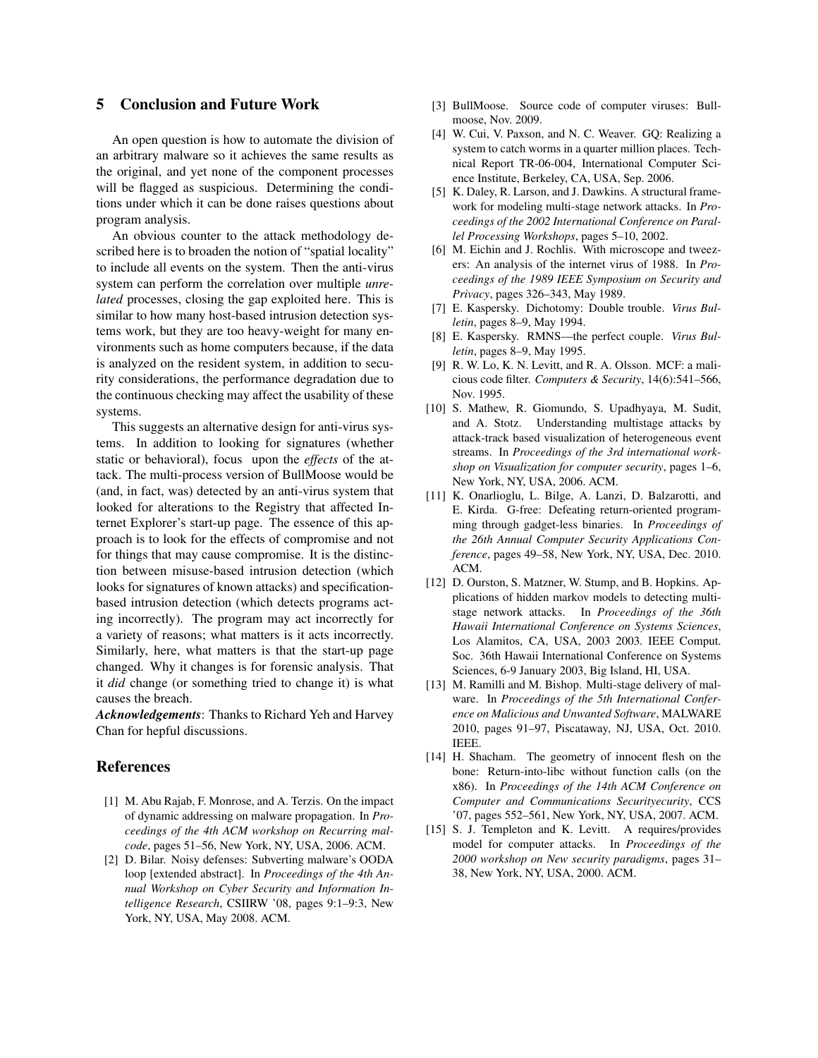## 5 Conclusion and Future Work

An open question is how to automate the division of an arbitrary malware so it achieves the same results as the original, and yet none of the component processes will be flagged as suspicious. Determining the conditions under which it can be done raises questions about program analysis.

An obvious counter to the attack methodology described here is to broaden the notion of "spatial locality" to include all events on the system. Then the anti-virus system can perform the correlation over multiple *unrelated* processes, closing the gap exploited here. This is similar to how many host-based intrusion detection systems work, but they are too heavy-weight for many environments such as home computers because, if the data is analyzed on the resident system, in addition to security considerations, the performance degradation due to the continuous checking may affect the usability of these systems.

This suggests an alternative design for anti-virus systems. In addition to looking for signatures (whether static or behavioral), focus upon the *effects* of the attack. The multi-process version of BullMoose would be (and, in fact, was) detected by an anti-virus system that looked for alterations to the Registry that affected Internet Explorer's start-up page. The essence of this approach is to look for the effects of compromise and not for things that may cause compromise. It is the distinction between misuse-based intrusion detection (which looks for signatures of known attacks) and specification-based intrusion detection (which detects programs acting incorrectly). The program may act incorrectly for a variety of reasons; what matters is it acts incorrectly. Similarly, here, what matters is that the start-up page changed. Why it changes is for forensic analysis. That it *did* change (or something tried to change it) is what causes the breach.

***Acknowledgements***: Thanks to Richard Yeh and Harvey Chan for hepful discussions.

## References

[1] M. Abu Rajab, F. Monrose, and A. Terzis. On the impact of dynamic addressing on malware propagation. In *Proceedings of the 4th ACM workshop on Recurring malcode*, pages 51–56, New York, NY, USA, 2006. ACM.

[2] D. Bilar. Noisy defenses: Subverting malware's OODA loop [extended abstract]. In *Proceedings of the 4th Annual Workshop on Cyber Security and Information Intelligence Research*, CSIIRW '08, pages 9:1–9:3, New York, NY, USA, May 2008. ACM.

[3] BullMoose. Source code of computer viruses: Bullmoose, Nov. 2009.

[4] W. Cui, V. Paxson, and N. C. Weaver. GQ: Realizing a system to catch worms in a quarter million places. Technical Report TR-06-004, International Computer Science Institute, Berkeley, CA, USA, Sep. 2006.

[5] K. Daley, R. Larson, and J. Dawkins. A structural framework for modeling multi-stage network attacks. In *Proceedings of the 2002 International Conference on Parallel Processing Workshops*, pages 5–10, 2002.

[6] M. Eichin and J. Rochlis. With microscope and tweezers: An analysis of the internet virus of 1988. In *Proceedings of the 1989 IEEE Symposium on Security and Privacy*, pages 326–343, May 1989.

[7] E. Kaspersky. Dichotomy: Double trouble. *Virus Bulletin*, pages 8–9, May 1994.

[8] E. Kaspersky. RMNS—the perfect couple. *Virus Bulletin*, pages 8–9, May 1995.

[9] R. W. Lo, K. N. Levitt, and R. A. Olsson. MCF: a malicious code filter. *Computers & Security*, 14(6):541–566, Nov. 1995.

[10] S. Mathew, R. Giomundo, S. Upadhyaya, M. Sudit, and A. Stotz. Understanding multistage attacks by attack-track based visualization of heterogeneous event streams. In *Proceedings of the 3rd international workshop on Visualization for computer security*, pages 1–6, New York, NY, USA, 2006. ACM.

[11] K. Onarlioglu, L. Bilge, A. Lanzi, D. Balzarotti, and E. Kirda. G-free: Defeating return-oriented programming through gadget-less binaries. In *Proceedings of the 26th Annual Computer Security Applications Conference*, pages 49–58, New York, NY, USA, Dec. 2010. ACM.

[12] D. Ourston, S. Matzner, W. Stump, and B. Hopkins. Applications of hidden markov models to detecting multi-stage network attacks. In *Proceedings of the 36th Hawaii International Conference on Systems Sciences*, Los Alamitos, CA, USA, 2003 2003. IEEE Comput. Soc. 36th Hawaii International Conference on Systems Sciences, 6-9 January 2003, Big Island, HI, USA.

[13] M. Ramilli and M. Bishop. Multi-stage delivery of malware. In *Proceedings of the 5th International Conference on Malicious and Unwanted Software*, MALWARE 2010, pages 91–97, Piscataway, NJ, USA, Oct. 2010. IEEE.

[14] H. Shacham. The geometry of innocent flesh on the bone: Return-into-libc without function calls (on the x86). In *Proceedings of the 14th ACM Conference on Computer and Communications Securityecurity*, CCS '07, pages 552–561, New York, NY, USA, 2007. ACM.

[15] S. J. Templeton and K. Levitt. A requires/provides model for computer attacks. In *Proceedings of the 2000 workshop on New security paradigms*, pages 31–38, New York, NY, USA, 2000. ACM.